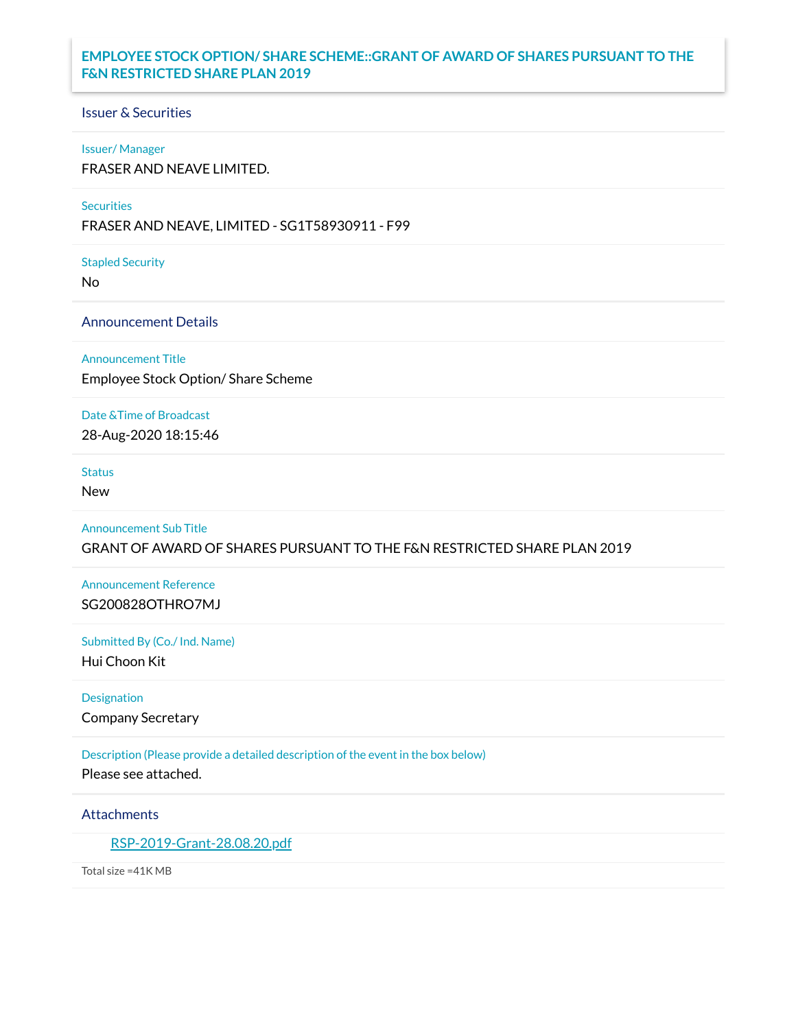# EMPLOYEE STOCK OPTION/ SHARE SCHEME::GRANT OF AWARD OF SHARES PURSUANT TO THE F&N RESTRICTED SHARE PLAN 2019

## Issuer & Securities

**Issuer/ Manager**

FRASER AND NEAVE LIMITED.

**Securities**

FRASER AND NEAVE, LIMITED - SG1T58930911 - F99

**Stapled Security**

No

## Announcement Details

**Announcement Title**

Employee Stock Option/ Share Scheme

**Date &Time of Broadcast**

28-Aug-2020 18:15:46

**Status**

New

**Announcement Sub Title**

GRANT OF AWARD OF SHARES PURSUANT TO THE F&N RESTRICTED SHARE PLAN 2019

**Announcement Reference**

SG200828OTHRO7MJ

**Submitted By (Co./ Ind. Name)**

Hui Choon Kit

**Designation**

Company Secretary

**Description (Please provide a detailed description of the event in the box below)**

Please see attached.

## Attachments

RSP-2019-Grant-28.08.20.pdf

Total size =41K MB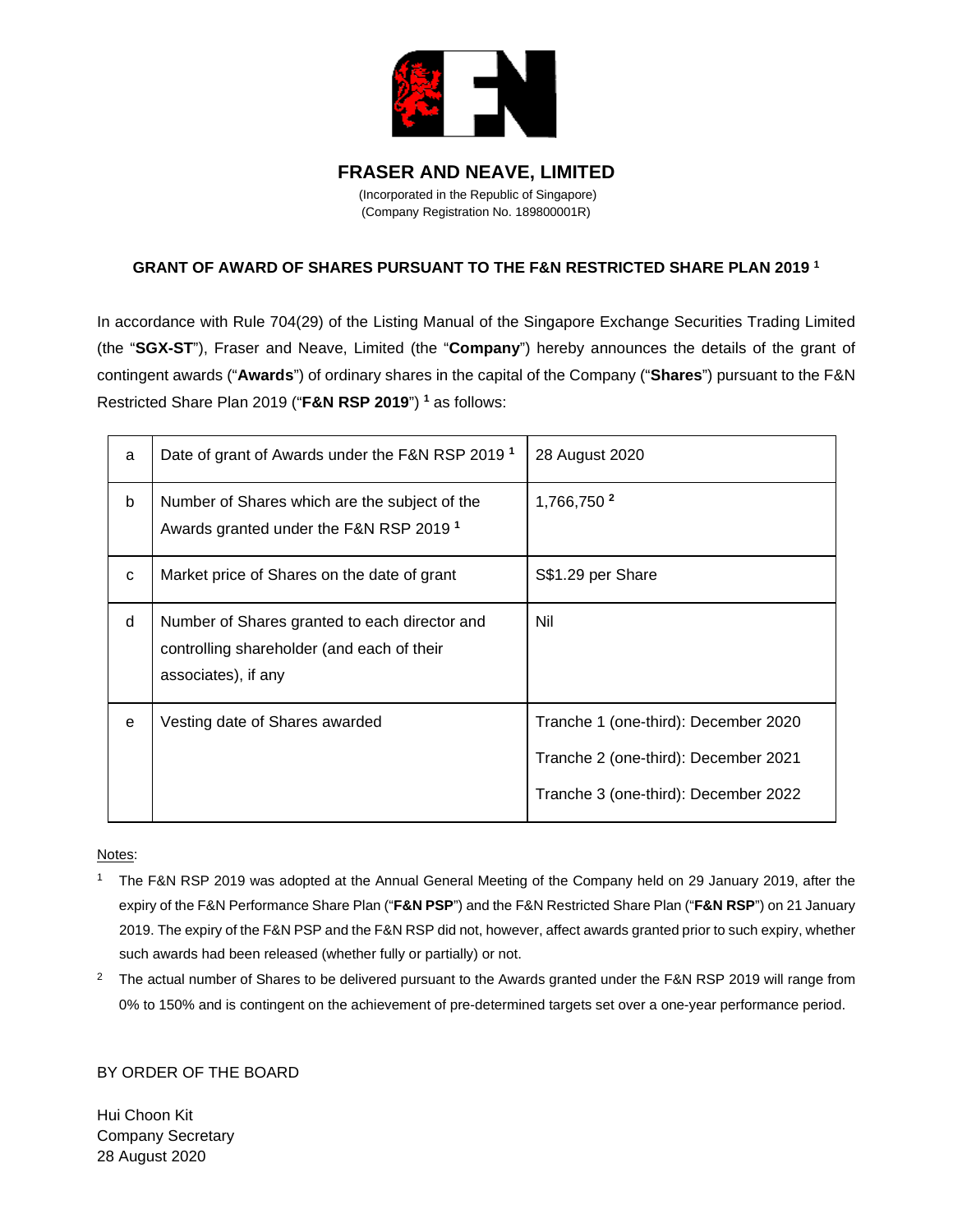# FRASER AND NEAVE, LIMITED

(Incorporated in the Republic of Singapore)
(Company Registration No. 189800001R)

## GRANT OF AWARD OF SHARES PURSUANT TO THE F&N RESTRICTED SHARE PLAN 2019 [1]

In accordance with Rule 704(29) of the Listing Manual of the Singapore Exchange Securities Trading Limited (the "**SGX-ST**"), Fraser and Neave, Limited (the "**Company**") hereby announces the details of the grant of contingent awards ("**Awards**") of ordinary shares in the capital of the Company ("**Shares**") pursuant to the F&N Restricted Share Plan 2019 ("**F&N RSP 2019**") [1] as follows:

| | | |
|---|---|---|
| a | Date of grant of Awards under the F&N RSP 2019 [1] | 28 August 2020 |
| b | Number of Shares which are the subject of the Awards granted under the F&N RSP 2019 [1] | 1,766,750 [2] |
| c | Market price of Shares on the date of grant | S$1.29 per Share |
| d | Number of Shares granted to each director and controlling shareholder (and each of their associates), if any | Nil |
| e | Vesting date of Shares awarded | Tranche 1 (one-third): December 2020<br>Tranche 2 (one-third): December 2021<br>Tranche 3 (one-third): December 2022 |

Notes:

1. The F&N RSP 2019 was adopted at the Annual General Meeting of the Company held on 29 January 2019, after the expiry of the F&N Performance Share Plan ("**F&N PSP**") and the F&N Restricted Share Plan ("**F&N RSP**") on 21 January 2019. The expiry of the F&N PSP and the F&N RSP did not, however, affect awards granted prior to such expiry, whether such awards had been released (whether fully or partially) or not.
2. The actual number of Shares to be delivered pursuant to the Awards granted under the F&N RSP 2019 will range from 0% to 150% and is contingent on the achievement of pre-determined targets set over a one-year performance period.

BY ORDER OF THE BOARD

Hui Choon Kit
Company Secretary
28 August 2020